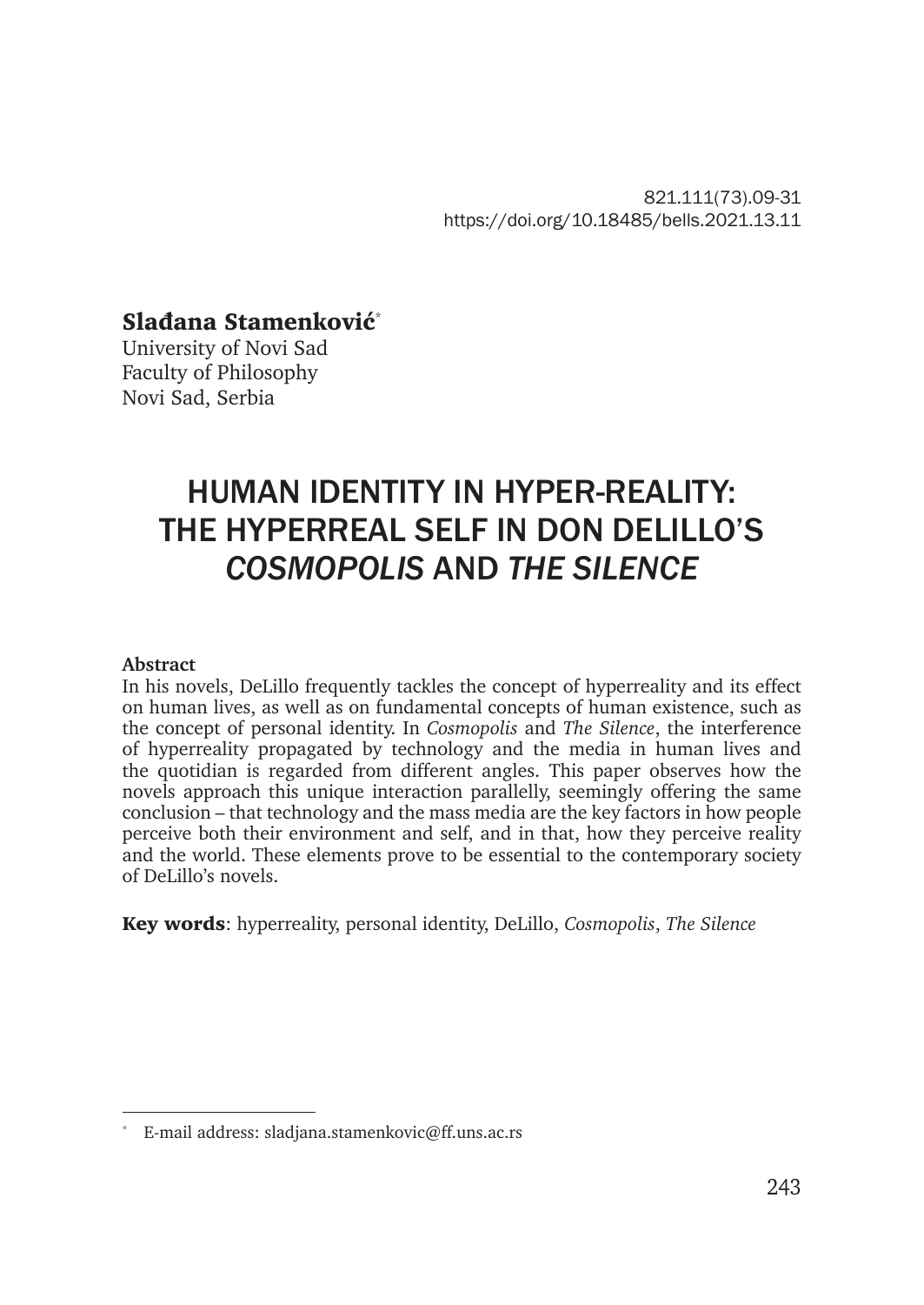821.111(73).09-31
https://doi.org/10.18485/bells.2021.13.11

**Slađana Stamenković**[*]
University of Novi Sad
Faculty of Philosophy
Novi Sad, Serbia

# HUMAN IDENTITY IN HYPER-REALITY: THE HYPERREAL SELF IN DON DELILLO'S *COSMOPOLIS* AND *THE SILENCE*

**Abstract**

In his novels, DeLillo frequently tackles the concept of hyperreality and its effect on human lives, as well as on fundamental concepts of human existence, such as the concept of personal identity. In *Cosmopolis* and *The Silence*, the interference of hyperreality propagated by technology and the media in human lives and the quotidian is regarded from different angles. This paper observes how the novels approach this unique interaction parallelly, seemingly offering the same conclusion – that technology and the mass media are the key factors in how people perceive both their environment and self, and in that, how they perceive reality and the world. These elements prove to be essential to the contemporary society of DeLillo's novels.

**Key words**: hyperreality, personal identity, DeLillo, *Cosmopolis*, *The Silence*

[*] E-mail address: sladjana.stamenkovic@ff.uns.ac.rs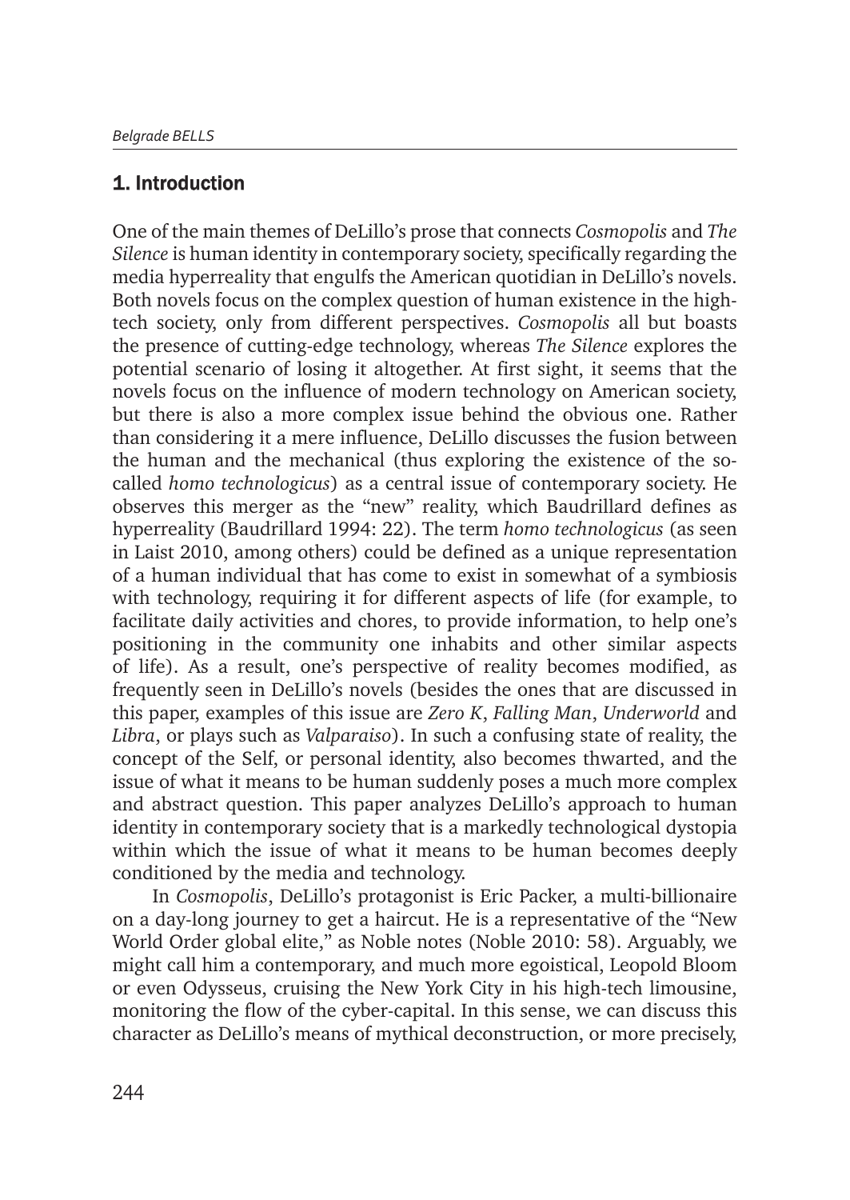## 1. Introduction

One of the main themes of DeLillo's prose that connects *Cosmopolis* and *The Silence* is human identity in contemporary society, specifically regarding the media hyperreality that engulfs the American quotidian in DeLillo's novels. Both novels focus on the complex question of human existence in the high-tech society, only from different perspectives. *Cosmopolis* all but boasts the presence of cutting-edge technology, whereas *The Silence* explores the potential scenario of losing it altogether. At first sight, it seems that the novels focus on the influence of modern technology on American society, but there is also a more complex issue behind the obvious one. Rather than considering it a mere influence, DeLillo discusses the fusion between the human and the mechanical (thus exploring the existence of the so-called *homo technologicus*) as a central issue of contemporary society. He observes this merger as the "new" reality, which Baudrillard defines as hyperreality (Baudrillard 1994: 22). The term *homo technologicus* (as seen in Laist 2010, among others) could be defined as a unique representation of a human individual that has come to exist in somewhat of a symbiosis with technology, requiring it for different aspects of life (for example, to facilitate daily activities and chores, to provide information, to help one's positioning in the community one inhabits and other similar aspects of life). As a result, one's perspective of reality becomes modified, as frequently seen in DeLillo's novels (besides the ones that are discussed in this paper, examples of this issue are *Zero K*, *Falling Man*, *Underworld* and *Libra*, or plays such as *Valparaiso*). In such a confusing state of reality, the concept of the Self, or personal identity, also becomes thwarted, and the issue of what it means to be human suddenly poses a much more complex and abstract question. This paper analyzes DeLillo's approach to human identity in contemporary society that is a markedly technological dystopia within which the issue of what it means to be human becomes deeply conditioned by the media and technology.

In *Cosmopolis*, DeLillo's protagonist is Eric Packer, a multi-billionaire on a day-long journey to get a haircut. He is a representative of the "New World Order global elite," as Noble notes (Noble 2010: 58). Arguably, we might call him a contemporary, and much more egoistical, Leopold Bloom or even Odysseus, cruising the New York City in his high-tech limousine, monitoring the flow of the cyber-capital. In this sense, we can discuss this character as DeLillo's means of mythical deconstruction, or more precisely,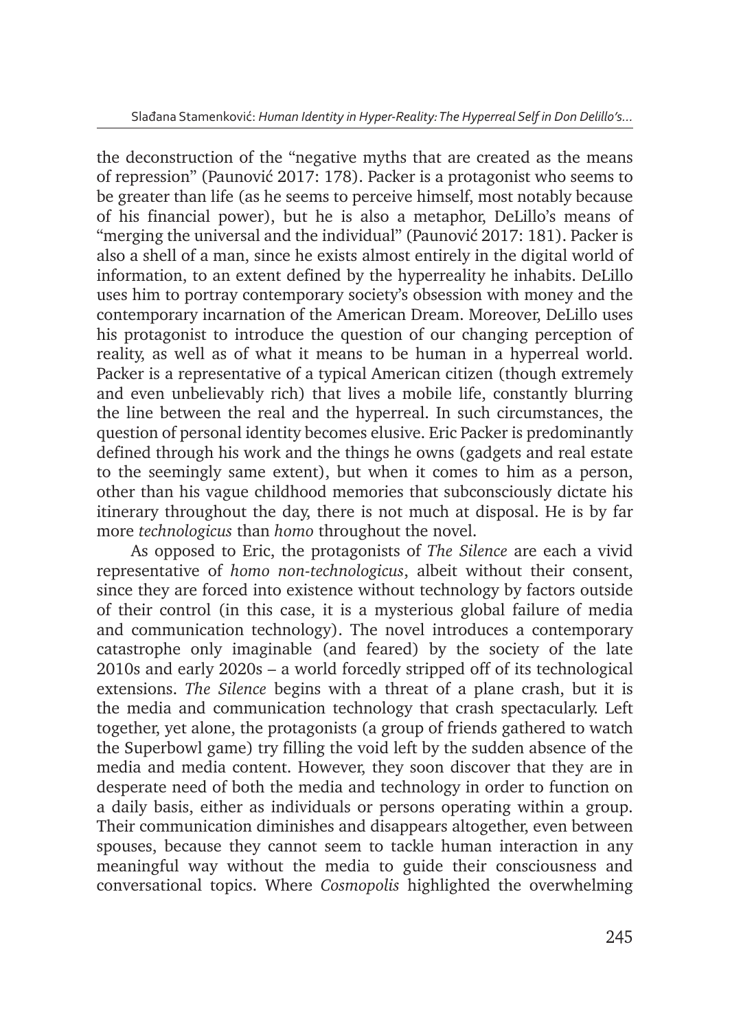the deconstruction of the "negative myths that are created as the means of repression" (Paunović 2017: 178). Packer is a protagonist who seems to be greater than life (as he seems to perceive himself, most notably because of his financial power), but he is also a metaphor, DeLillo's means of "merging the universal and the individual" (Paunović 2017: 181). Packer is also a shell of a man, since he exists almost entirely in the digital world of information, to an extent defined by the hyperreality he inhabits. DeLillo uses him to portray contemporary society's obsession with money and the contemporary incarnation of the American Dream. Moreover, DeLillo uses his protagonist to introduce the question of our changing perception of reality, as well as of what it means to be human in a hyperreal world. Packer is a representative of a typical American citizen (though extremely and even unbelievably rich) that lives a mobile life, constantly blurring the line between the real and the hyperreal. In such circumstances, the question of personal identity becomes elusive. Eric Packer is predominantly defined through his work and the things he owns (gadgets and real estate to the seemingly same extent), but when it comes to him as a person, other than his vague childhood memories that subconsciously dictate his itinerary throughout the day, there is not much at disposal. He is by far more *technologicus* than *homo* throughout the novel.

As opposed to Eric, the protagonists of *The Silence* are each a vivid representative of *homo non-technologicus*, albeit without their consent, since they are forced into existence without technology by factors outside of their control (in this case, it is a mysterious global failure of media and communication technology). The novel introduces a contemporary catastrophe only imaginable (and feared) by the society of the late 2010s and early 2020s – a world forcedly stripped off of its technological extensions. *The Silence* begins with a threat of a plane crash, but it is the media and communication technology that crash spectacularly. Left together, yet alone, the protagonists (a group of friends gathered to watch the Superbowl game) try filling the void left by the sudden absence of the media and media content. However, they soon discover that they are in desperate need of both the media and technology in order to function on a daily basis, either as individuals or persons operating within a group. Their communication diminishes and disappears altogether, even between spouses, because they cannot seem to tackle human interaction in any meaningful way without the media to guide their consciousness and conversational topics. Where *Cosmopolis* highlighted the overwhelming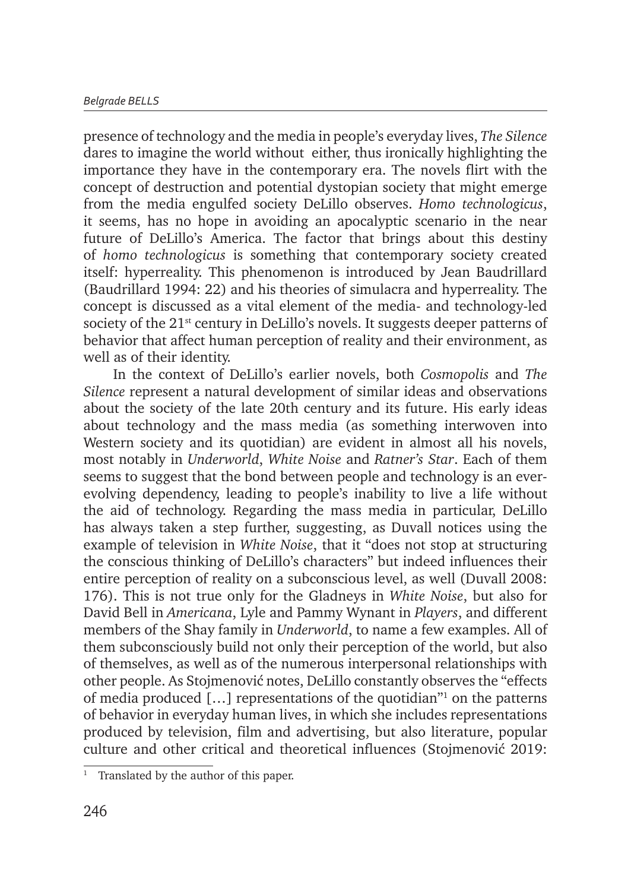presence of technology and the media in people's everyday lives, *The Silence* dares to imagine the world without either, thus ironically highlighting the importance they have in the contemporary era. The novels flirt with the concept of destruction and potential dystopian society that might emerge from the media engulfed society DeLillo observes. *Homo technologicus*, it seems, has no hope in avoiding an apocalyptic scenario in the near future of DeLillo's America. The factor that brings about this destiny of *homo technologicus* is something that contemporary society created itself: hyperreality. This phenomenon is introduced by Jean Baudrillard (Baudrillard 1994: 22) and his theories of simulacra and hyperreality. The concept is discussed as a vital element of the media- and technology-led society of the 21st century in DeLillo's novels. It suggests deeper patterns of behavior that affect human perception of reality and their environment, as well as of their identity.

In the context of DeLillo's earlier novels, both *Cosmopolis* and *The Silence* represent a natural development of similar ideas and observations about the society of the late 20th century and its future. His early ideas about technology and the mass media (as something interwoven into Western society and its quotidian) are evident in almost all his novels, most notably in *Underworld*, *White Noise* and *Ratner's Star*. Each of them seems to suggest that the bond between people and technology is an ever-evolving dependency, leading to people's inability to live a life without the aid of technology. Regarding the mass media in particular, DeLillo has always taken a step further, suggesting, as Duvall notices using the example of television in *White Noise*, that it "does not stop at structuring the conscious thinking of DeLillo's characters" but indeed influences their entire perception of reality on a subconscious level, as well (Duvall 2008: 176). This is not true only for the Gladneys in *White Noise*, but also for David Bell in *Americana*, Lyle and Pammy Wynant in *Players*, and different members of the Shay family in *Underworld*, to name a few examples. All of them subconsciously build not only their perception of the world, but also of themselves, as well as of the numerous interpersonal relationships with other people. As Stojmenović notes, DeLillo constantly observes the "effects of media produced […] representations of the quotidian"[1] on the patterns of behavior in everyday human lives, in which she includes representations produced by television, film and advertising, but also literature, popular culture and other critical and theoretical influences (Stojmenović 2019:

[1] Translated by the author of this paper.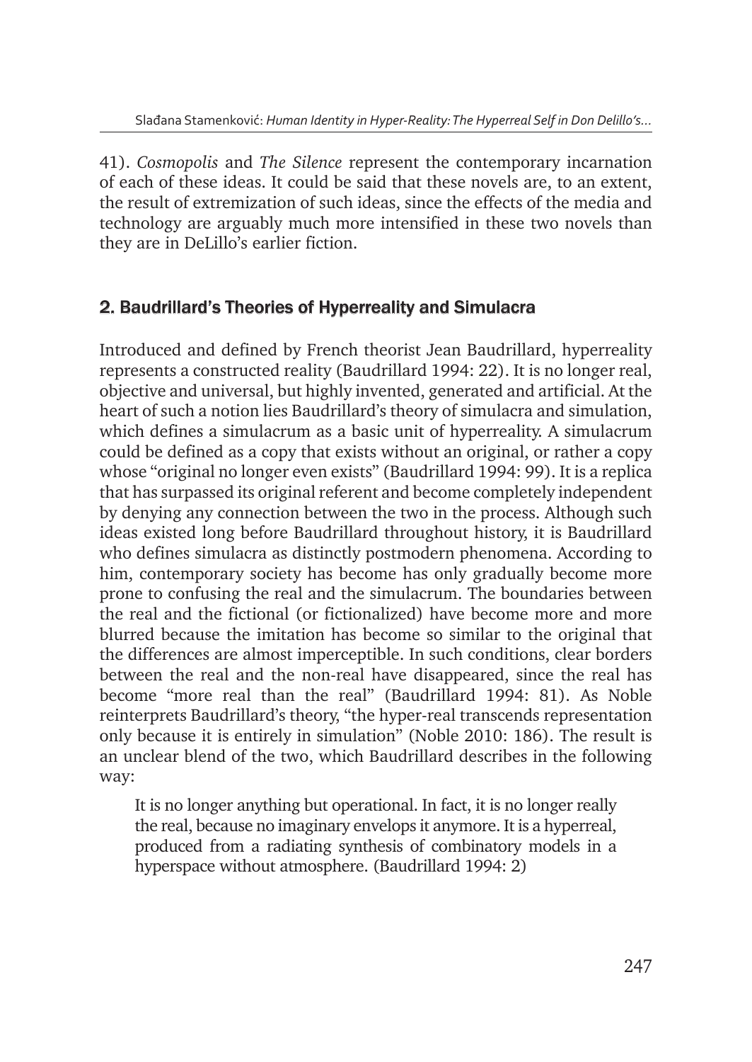41). *Cosmopolis* and *The Silence* represent the contemporary incarnation of each of these ideas. It could be said that these novels are, to an extent, the result of extremization of such ideas, since the effects of the media and technology are arguably much more intensified in these two novels than they are in DeLillo's earlier fiction.

## 2. Baudrillard's Theories of Hyperreality and Simulacra

Introduced and defined by French theorist Jean Baudrillard, hyperreality represents a constructed reality (Baudrillard 1994: 22). It is no longer real, objective and universal, but highly invented, generated and artificial. At the heart of such a notion lies Baudrillard's theory of simulacra and simulation, which defines a simulacrum as a basic unit of hyperreality. A simulacrum could be defined as a copy that exists without an original, or rather a copy whose "original no longer even exists" (Baudrillard 1994: 99). It is a replica that has surpassed its original referent and become completely independent by denying any connection between the two in the process. Although such ideas existed long before Baudrillard throughout history, it is Baudrillard who defines simulacra as distinctly postmodern phenomena. According to him, contemporary society has become has only gradually become more prone to confusing the real and the simulacrum. The boundaries between the real and the fictional (or fictionalized) have become more and more blurred because the imitation has become so similar to the original that the differences are almost imperceptible. In such conditions, clear borders between the real and the non-real have disappeared, since the real has become "more real than the real" (Baudrillard 1994: 81). As Noble reinterprets Baudrillard's theory, "the hyper-real transcends representation only because it is entirely in simulation" (Noble 2010: 186). The result is an unclear blend of the two, which Baudrillard describes in the following way:

> It is no longer anything but operational. In fact, it is no longer really the real, because no imaginary envelops it anymore. It is a hyperreal, produced from a radiating synthesis of combinatory models in a hyperspace without atmosphere. (Baudrillard 1994: 2)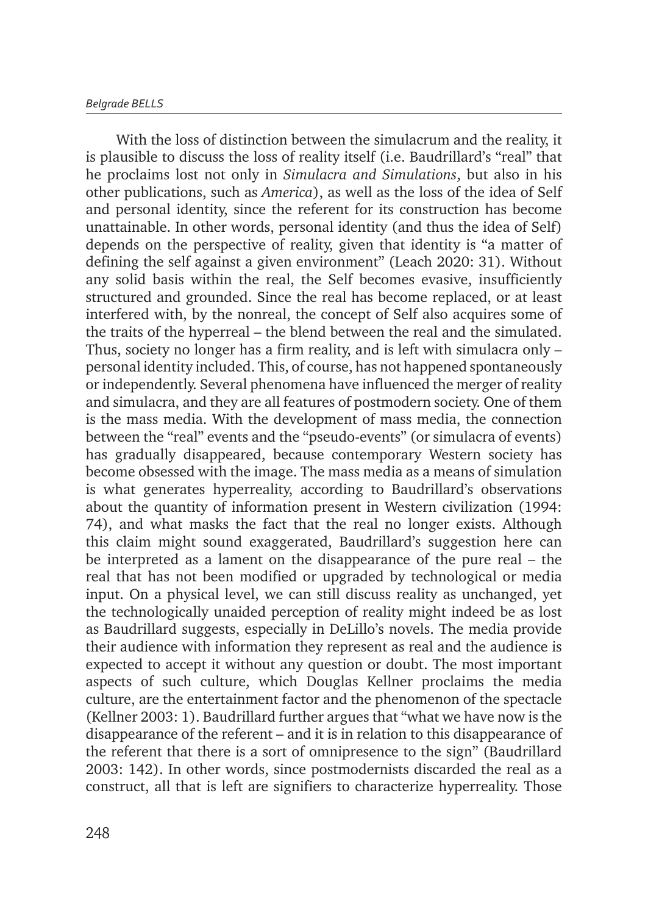With the loss of distinction between the simulacrum and the reality, it is plausible to discuss the loss of reality itself (i.e. Baudrillard's "real" that he proclaims lost not only in *Simulacra and Simulations*, but also in his other publications, such as *America*), as well as the loss of the idea of Self and personal identity, since the referent for its construction has become unattainable. In other words, personal identity (and thus the idea of Self) depends on the perspective of reality, given that identity is "a matter of defining the self against a given environment" (Leach 2020: 31). Without any solid basis within the real, the Self becomes evasive, insufficiently structured and grounded. Since the real has become replaced, or at least interfered with, by the nonreal, the concept of Self also acquires some of the traits of the hyperreal – the blend between the real and the simulated. Thus, society no longer has a firm reality, and is left with simulacra only – personal identity included. This, of course, has not happened spontaneously or independently. Several phenomena have influenced the merger of reality and simulacra, and they are all features of postmodern society. One of them is the mass media. With the development of mass media, the connection between the "real" events and the "pseudo-events" (or simulacra of events) has gradually disappeared, because contemporary Western society has become obsessed with the image. The mass media as a means of simulation is what generates hyperreality, according to Baudrillard's observations about the quantity of information present in Western civilization (1994: 74), and what masks the fact that the real no longer exists. Although this claim might sound exaggerated, Baudrillard's suggestion here can be interpreted as a lament on the disappearance of the pure real – the real that has not been modified or upgraded by technological or media input. On a physical level, we can still discuss reality as unchanged, yet the technologically unaided perception of reality might indeed be as lost as Baudrillard suggests, especially in DeLillo's novels. The media provide their audience with information they represent as real and the audience is expected to accept it without any question or doubt. The most important aspects of such culture, which Douglas Kellner proclaims the media culture, are the entertainment factor and the phenomenon of the spectacle (Kellner 2003: 1). Baudrillard further argues that "what we have now is the disappearance of the referent – and it is in relation to this disappearance of the referent that there is a sort of omnipresence to the sign" (Baudrillard 2003: 142). In other words, since postmodernists discarded the real as a construct, all that is left are signifiers to characterize hyperreality. Those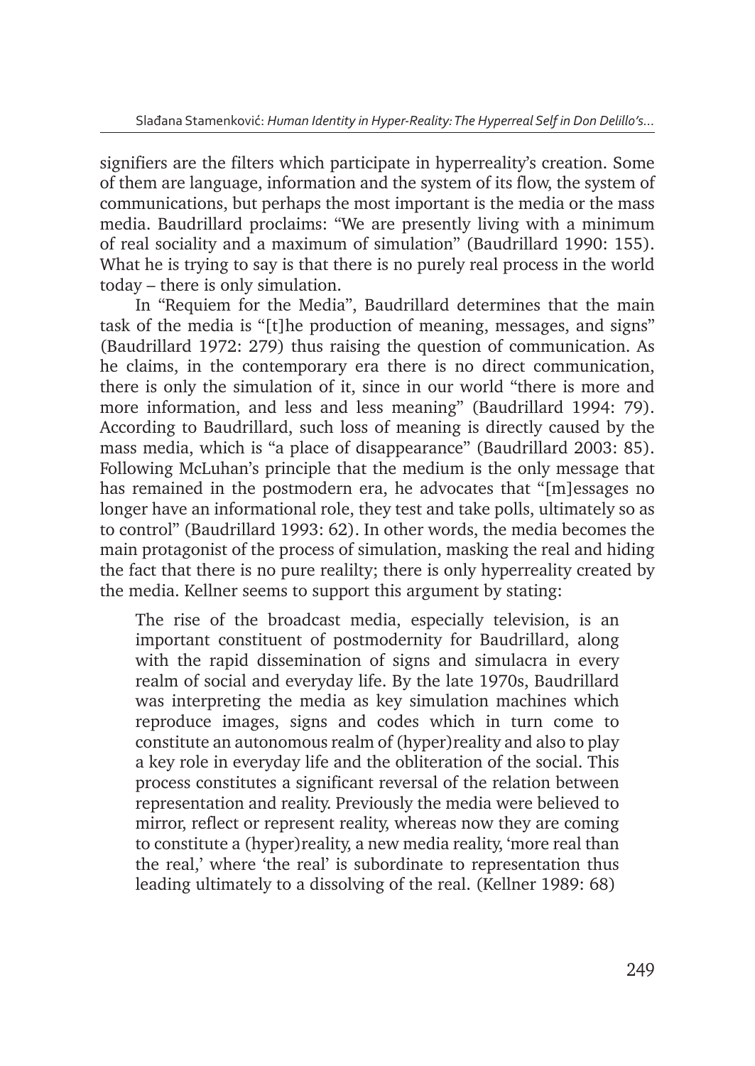signifiers are the filters which participate in hyperreality's creation. Some of them are language, information and the system of its flow, the system of communications, but perhaps the most important is the media or the mass media. Baudrillard proclaims: "We are presently living with a minimum of real sociality and a maximum of simulation" (Baudrillard 1990: 155). What he is trying to say is that there is no purely real process in the world today – there is only simulation.

In "Requiem for the Media", Baudrillard determines that the main task of the media is "[t]he production of meaning, messages, and signs" (Baudrillard 1972: 279) thus raising the question of communication. As he claims, in the contemporary era there is no direct communication, there is only the simulation of it, since in our world "there is more and more information, and less and less meaning" (Baudrillard 1994: 79). According to Baudrillard, such loss of meaning is directly caused by the mass media, which is "a place of disappearance" (Baudrillard 2003: 85). Following McLuhan's principle that the medium is the only message that has remained in the postmodern era, he advocates that "[m]essages no longer have an informational role, they test and take polls, ultimately so as to control" (Baudrillard 1993: 62). In other words, the media becomes the main protagonist of the process of simulation, masking the real and hiding the fact that there is no pure realilty; there is only hyperreality created by the media. Kellner seems to support this argument by stating:

> The rise of the broadcast media, especially television, is an important constituent of postmodernity for Baudrillard, along with the rapid dissemination of signs and simulacra in every realm of social and everyday life. By the late 1970s, Baudrillard was interpreting the media as key simulation machines which reproduce images, signs and codes which in turn come to constitute an autonomous realm of (hyper)reality and also to play a key role in everyday life and the obliteration of the social. This process constitutes a significant reversal of the relation between representation and reality. Previously the media were believed to mirror, reflect or represent reality, whereas now they are coming to constitute a (hyper)reality, a new media reality, 'more real than the real,' where 'the real' is subordinate to representation thus leading ultimately to a dissolving of the real. (Kellner 1989: 68)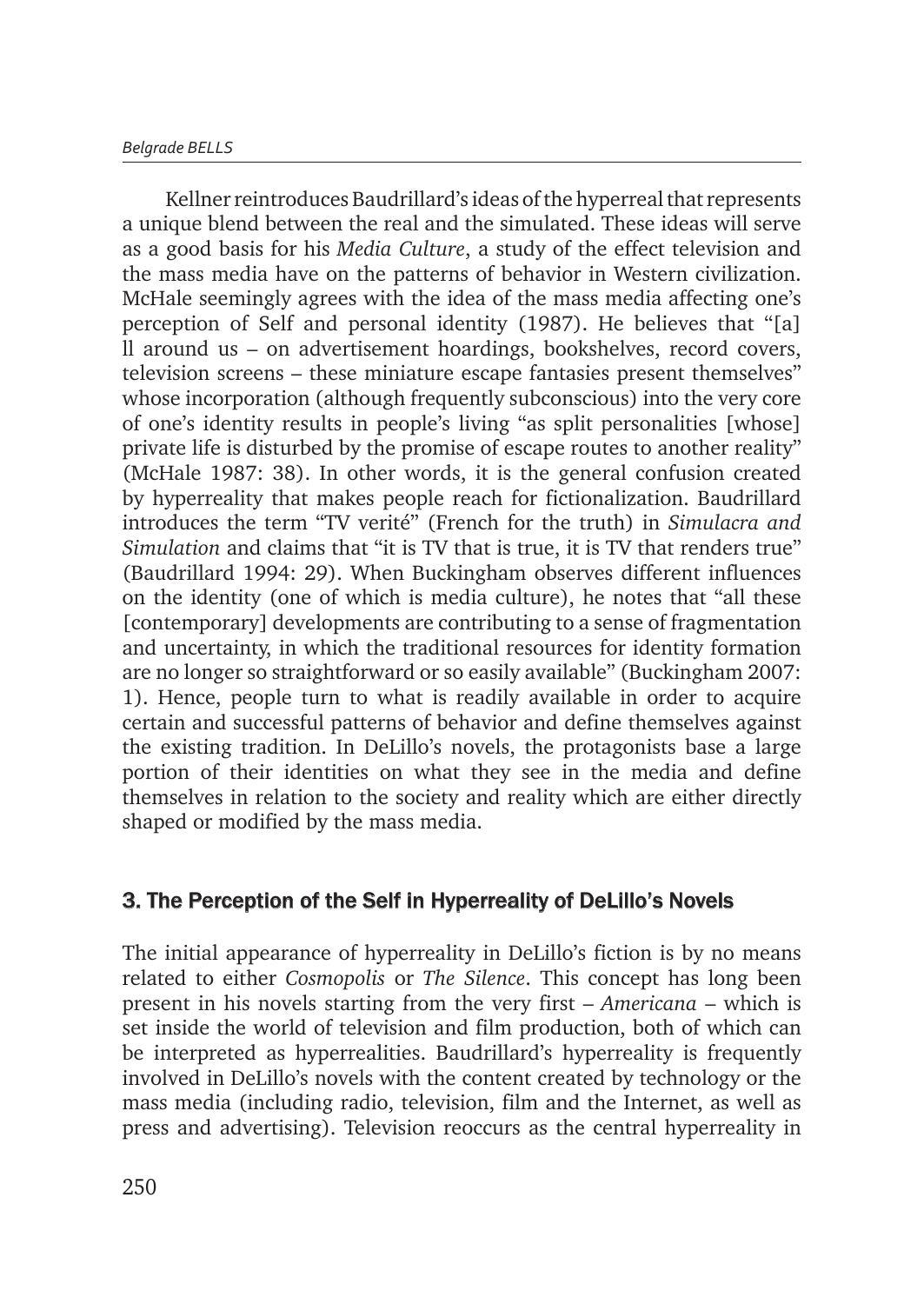Kellner reintroduces Baudrillard's ideas of the hyperreal that represents a unique blend between the real and the simulated. These ideas will serve as a good basis for his *Media Culture*, a study of the effect television and the mass media have on the patterns of behavior in Western civilization. McHale seemingly agrees with the idea of the mass media affecting one's perception of Self and personal identity (1987). He believes that "[a]ll around us – on advertisement hoardings, bookshelves, record covers, television screens – these miniature escape fantasies present themselves" whose incorporation (although frequently subconscious) into the very core of one's identity results in people's living "as split personalities [whose] private life is disturbed by the promise of escape routes to another reality" (McHale 1987: 38). In other words, it is the general confusion created by hyperreality that makes people reach for fictionalization. Baudrillard introduces the term "TV verité" (French for the truth) in *Simulacra and Simulation* and claims that "it is TV that is true, it is TV that renders true" (Baudrillard 1994: 29). When Buckingham observes different influences on the identity (one of which is media culture), he notes that "all these [contemporary] developments are contributing to a sense of fragmentation and uncertainty, in which the traditional resources for identity formation are no longer so straightforward or so easily available" (Buckingham 2007: 1). Hence, people turn to what is readily available in order to acquire certain and successful patterns of behavior and define themselves against the existing tradition. In DeLillo's novels, the protagonists base a large portion of their identities on what they see in the media and define themselves in relation to the society and reality which are either directly shaped or modified by the mass media.

## 3. The Perception of the Self in Hyperreality of DeLillo's Novels

The initial appearance of hyperreality in DeLillo's fiction is by no means related to either *Cosmopolis* or *The Silence*. This concept has long been present in his novels starting from the very first – *Americana* – which is set inside the world of television and film production, both of which can be interpreted as hyperrealities. Baudrillard's hyperreality is frequently involved in DeLillo's novels with the content created by technology or the mass media (including radio, television, film and the Internet, as well as press and advertising). Television reoccurs as the central hyperreality in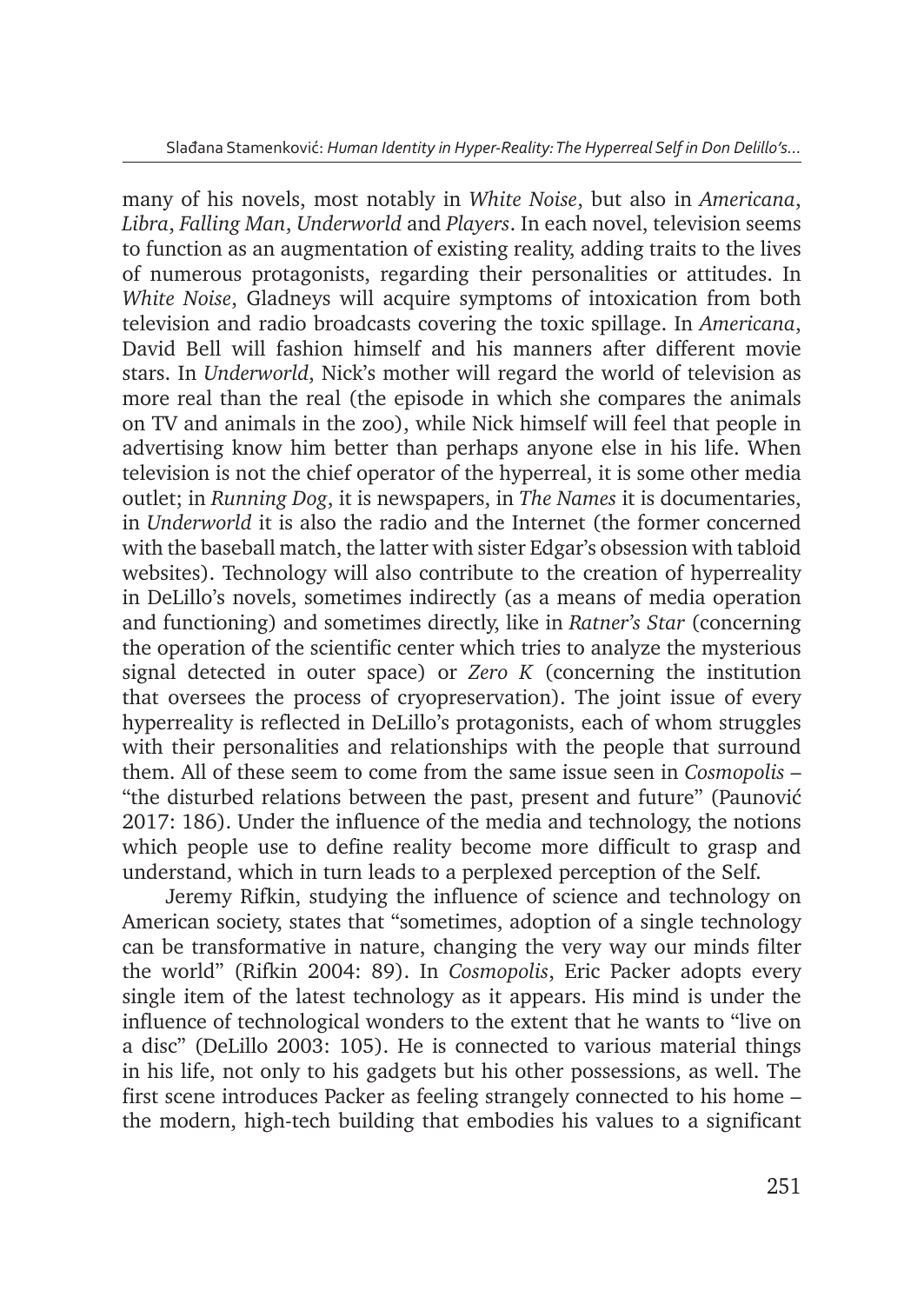many of his novels, most notably in *White Noise*, but also in *Americana*, *Libra*, *Falling Man*, *Underworld* and *Players*. In each novel, television seems to function as an augmentation of existing reality, adding traits to the lives of numerous protagonists, regarding their personalities or attitudes. In *White Noise*, Gladneys will acquire symptoms of intoxication from both television and radio broadcasts covering the toxic spillage. In *Americana*, David Bell will fashion himself and his manners after different movie stars. In *Underworld*, Nick's mother will regard the world of television as more real than the real (the episode in which she compares the animals on TV and animals in the zoo), while Nick himself will feel that people in advertising know him better than perhaps anyone else in his life. When television is not the chief operator of the hyperreal, it is some other media outlet; in *Running Dog*, it is newspapers, in *The Names* it is documentaries, in *Underworld* it is also the radio and the Internet (the former concerned with the baseball match, the latter with sister Edgar's obsession with tabloid websites). Technology will also contribute to the creation of hyperreality in DeLillo's novels, sometimes indirectly (as a means of media operation and functioning) and sometimes directly, like in *Ratner's Star* (concerning the operation of the scientific center which tries to analyze the mysterious signal detected in outer space) or *Zero K* (concerning the institution that oversees the process of cryopreservation). The joint issue of every hyperreality is reflected in DeLillo's protagonists, each of whom struggles with their personalities and relationships with the people that surround them. All of these seem to come from the same issue seen in *Cosmopolis* – "the disturbed relations between the past, present and future" (Paunović 2017: 186). Under the influence of the media and technology, the notions which people use to define reality become more difficult to grasp and understand, which in turn leads to a perplexed perception of the Self.

Jeremy Rifkin, studying the influence of science and technology on American society, states that "sometimes, adoption of a single technology can be transformative in nature, changing the very way our minds filter the world" (Rifkin 2004: 89). In *Cosmopolis*, Eric Packer adopts every single item of the latest technology as it appears. His mind is under the influence of technological wonders to the extent that he wants to "live on a disc" (DeLillo 2003: 105). He is connected to various material things in his life, not only to his gadgets but his other possessions, as well. The first scene introduces Packer as feeling strangely connected to his home – the modern, high-tech building that embodies his values to a significant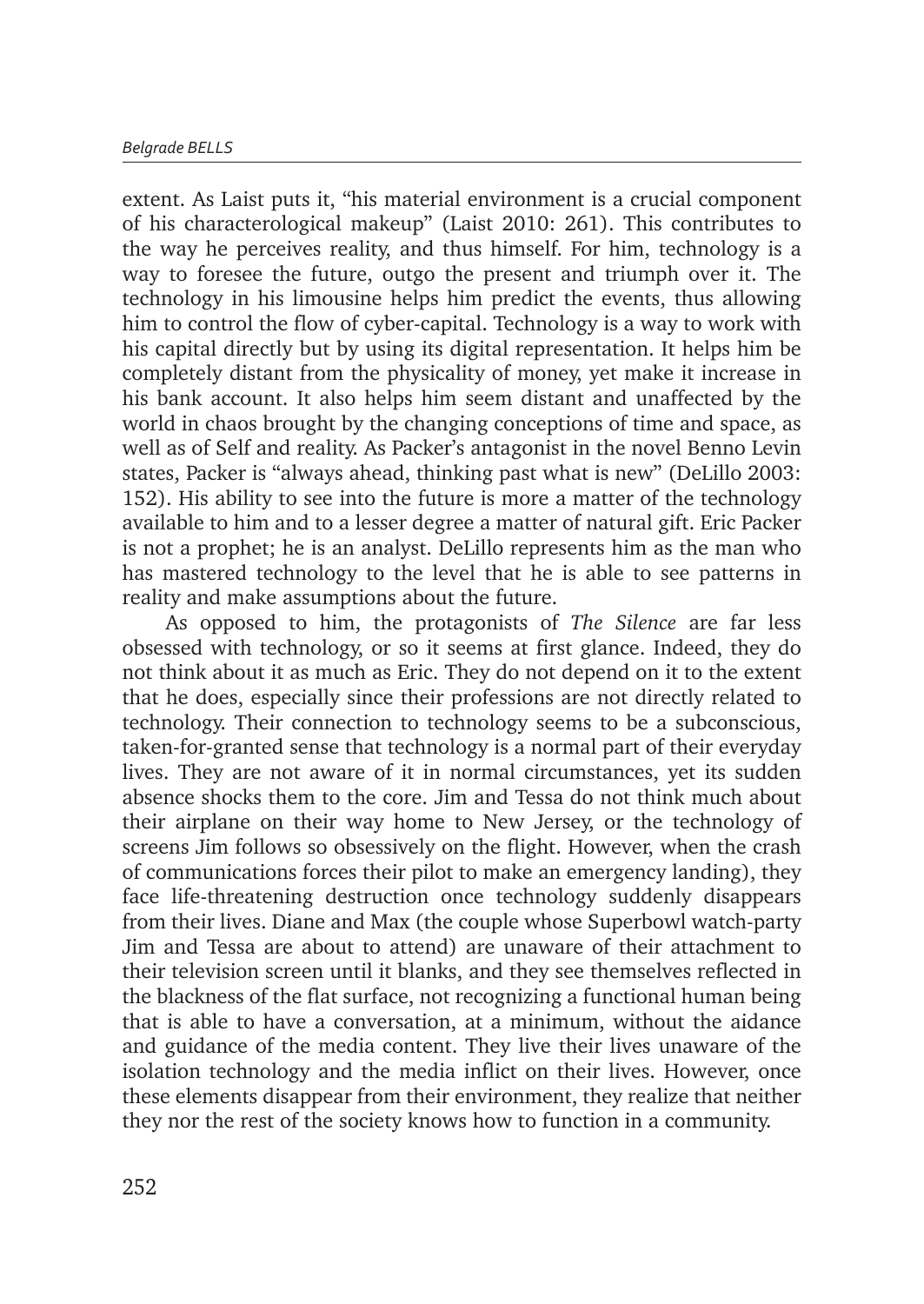extent. As Laist puts it, "his material environment is a crucial component of his characterological makeup" (Laist 2010: 261). This contributes to the way he perceives reality, and thus himself. For him, technology is a way to foresee the future, outgo the present and triumph over it. The technology in his limousine helps him predict the events, thus allowing him to control the flow of cyber-capital. Technology is a way to work with his capital directly but by using its digital representation. It helps him be completely distant from the physicality of money, yet make it increase in his bank account. It also helps him seem distant and unaffected by the world in chaos brought by the changing conceptions of time and space, as well as of Self and reality. As Packer's antagonist in the novel Benno Levin states, Packer is "always ahead, thinking past what is new" (DeLillo 2003: 152). His ability to see into the future is more a matter of the technology available to him and to a lesser degree a matter of natural gift. Eric Packer is not a prophet; he is an analyst. DeLillo represents him as the man who has mastered technology to the level that he is able to see patterns in reality and make assumptions about the future.

As opposed to him, the protagonists of *The Silence* are far less obsessed with technology, or so it seems at first glance. Indeed, they do not think about it as much as Eric. They do not depend on it to the extent that he does, especially since their professions are not directly related to technology. Their connection to technology seems to be a subconscious, taken-for-granted sense that technology is a normal part of their everyday lives. They are not aware of it in normal circumstances, yet its sudden absence shocks them to the core. Jim and Tessa do not think much about their airplane on their way home to New Jersey, or the technology of screens Jim follows so obsessively on the flight. However, when the crash of communications forces their pilot to make an emergency landing), they face life-threatening destruction once technology suddenly disappears from their lives. Diane and Max (the couple whose Superbowl watch-party Jim and Tessa are about to attend) are unaware of their attachment to their television screen until it blanks, and they see themselves reflected in the blackness of the flat surface, not recognizing a functional human being that is able to have a conversation, at a minimum, without the aidance and guidance of the media content. They live their lives unaware of the isolation technology and the media inflict on their lives. However, once these elements disappear from their environment, they realize that neither they nor the rest of the society knows how to function in a community.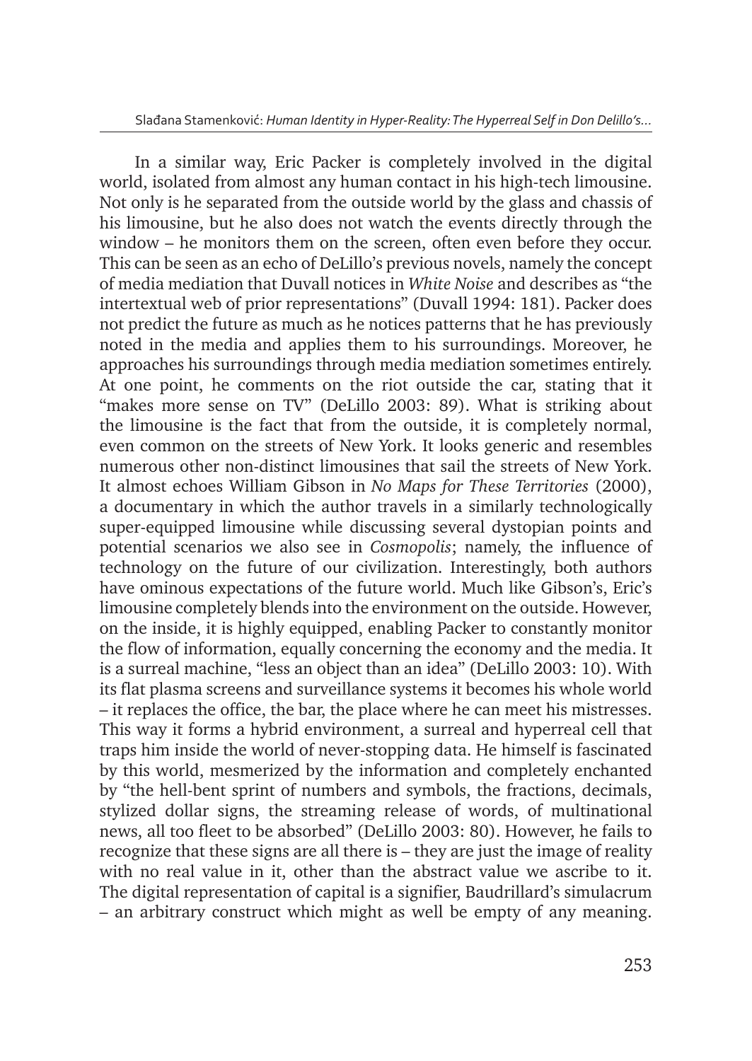In a similar way, Eric Packer is completely involved in the digital world, isolated from almost any human contact in his high-tech limousine. Not only is he separated from the outside world by the glass and chassis of his limousine, but he also does not watch the events directly through the window – he monitors them on the screen, often even before they occur. This can be seen as an echo of DeLillo's previous novels, namely the concept of media mediation that Duvall notices in *White Noise* and describes as "the intertextual web of prior representations" (Duvall 1994: 181). Packer does not predict the future as much as he notices patterns that he has previously noted in the media and applies them to his surroundings. Moreover, he approaches his surroundings through media mediation sometimes entirely. At one point, he comments on the riot outside the car, stating that it "makes more sense on TV" (DeLillo 2003: 89). What is striking about the limousine is the fact that from the outside, it is completely normal, even common on the streets of New York. It looks generic and resembles numerous other non-distinct limousines that sail the streets of New York. It almost echoes William Gibson in *No Maps for These Territories* (2000), a documentary in which the author travels in a similarly technologically super-equipped limousine while discussing several dystopian points and potential scenarios we also see in *Cosmopolis*; namely, the influence of technology on the future of our civilization. Interestingly, both authors have ominous expectations of the future world. Much like Gibson's, Eric's limousine completely blends into the environment on the outside. However, on the inside, it is highly equipped, enabling Packer to constantly monitor the flow of information, equally concerning the economy and the media. It is a surreal machine, "less an object than an idea" (DeLillo 2003: 10). With its flat plasma screens and surveillance systems it becomes his whole world – it replaces the office, the bar, the place where he can meet his mistresses. This way it forms a hybrid environment, a surreal and hyperreal cell that traps him inside the world of never-stopping data. He himself is fascinated by this world, mesmerized by the information and completely enchanted by "the hell-bent sprint of numbers and symbols, the fractions, decimals, stylized dollar signs, the streaming release of words, of multinational news, all too fleet to be absorbed" (DeLillo 2003: 80). However, he fails to recognize that these signs are all there is – they are just the image of reality with no real value in it, other than the abstract value we ascribe to it. The digital representation of capital is a signifier, Baudrillard's simulacrum – an arbitrary construct which might as well be empty of any meaning.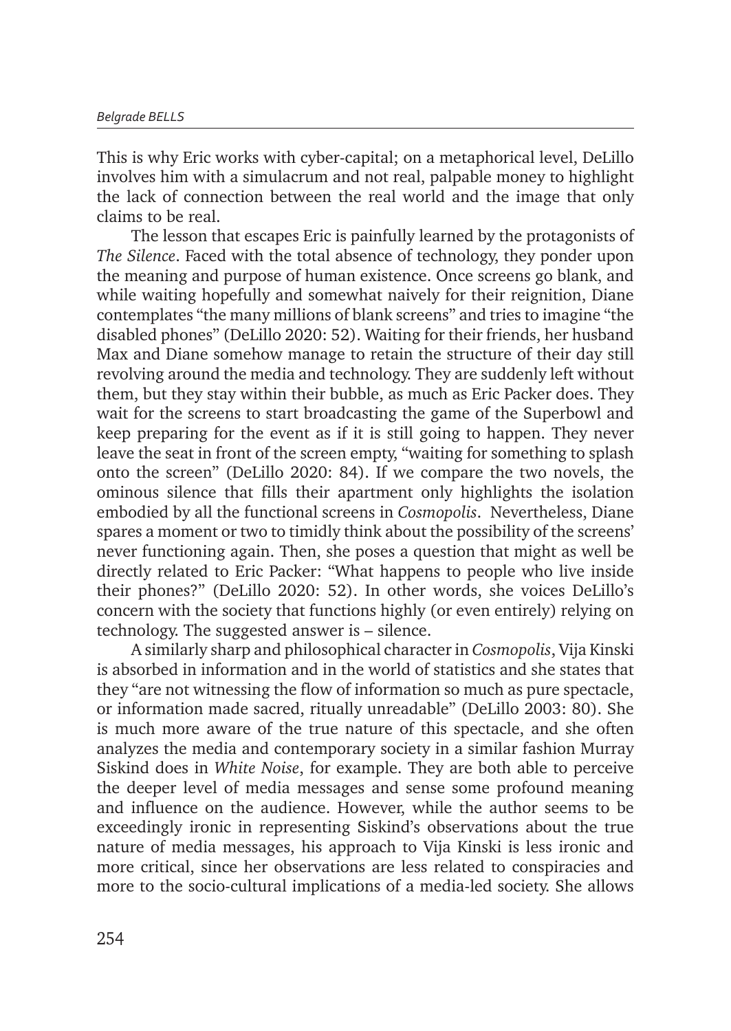This is why Eric works with cyber-capital; on a metaphorical level, DeLillo involves him with a simulacrum and not real, palpable money to highlight the lack of connection between the real world and the image that only claims to be real.

The lesson that escapes Eric is painfully learned by the protagonists of *The Silence*. Faced with the total absence of technology, they ponder upon the meaning and purpose of human existence. Once screens go blank, and while waiting hopefully and somewhat naively for their reignition, Diane contemplates "the many millions of blank screens" and tries to imagine "the disabled phones" (DeLillo 2020: 52). Waiting for their friends, her husband Max and Diane somehow manage to retain the structure of their day still revolving around the media and technology. They are suddenly left without them, but they stay within their bubble, as much as Eric Packer does. They wait for the screens to start broadcasting the game of the Superbowl and keep preparing for the event as if it is still going to happen. They never leave the seat in front of the screen empty, "waiting for something to splash onto the screen" (DeLillo 2020: 84). If we compare the two novels, the ominous silence that fills their apartment only highlights the isolation embodied by all the functional screens in *Cosmopolis*. Nevertheless, Diane spares a moment or two to timidly think about the possibility of the screens' never functioning again. Then, she poses a question that might as well be directly related to Eric Packer: "What happens to people who live inside their phones?" (DeLillo 2020: 52). In other words, she voices DeLillo's concern with the society that functions highly (or even entirely) relying on technology. The suggested answer is – silence.

A similarly sharp and philosophical character in *Cosmopolis*, Vija Kinski is absorbed in information and in the world of statistics and she states that they "are not witnessing the flow of information so much as pure spectacle, or information made sacred, ritually unreadable" (DeLillo 2003: 80). She is much more aware of the true nature of this spectacle, and she often analyzes the media and contemporary society in a similar fashion Murray Siskind does in *White Noise*, for example. They are both able to perceive the deeper level of media messages and sense some profound meaning and influence on the audience. However, while the author seems to be exceedingly ironic in representing Siskind's observations about the true nature of media messages, his approach to Vija Kinski is less ironic and more critical, since her observations are less related to conspiracies and more to the socio-cultural implications of a media-led society. She allows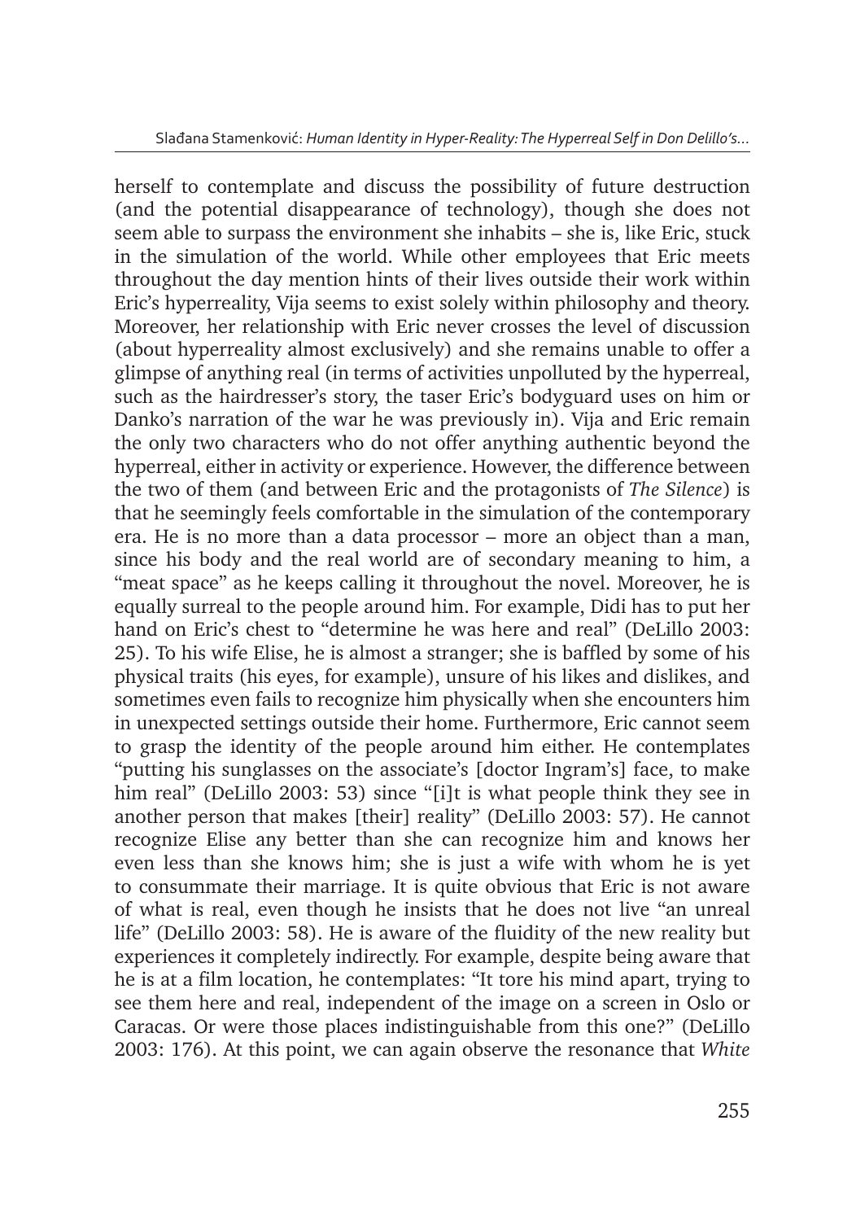herself to contemplate and discuss the possibility of future destruction (and the potential disappearance of technology), though she does not seem able to surpass the environment she inhabits – she is, like Eric, stuck in the simulation of the world. While other employees that Eric meets throughout the day mention hints of their lives outside their work within Eric's hyperreality, Vija seems to exist solely within philosophy and theory. Moreover, her relationship with Eric never crosses the level of discussion (about hyperreality almost exclusively) and she remains unable to offer a glimpse of anything real (in terms of activities unpolluted by the hyperreal, such as the hairdresser's story, the taser Eric's bodyguard uses on him or Danko's narration of the war he was previously in). Vija and Eric remain the only two characters who do not offer anything authentic beyond the hyperreal, either in activity or experience. However, the difference between the two of them (and between Eric and the protagonists of *The Silence*) is that he seemingly feels comfortable in the simulation of the contemporary era. He is no more than a data processor – more an object than a man, since his body and the real world are of secondary meaning to him, a "meat space" as he keeps calling it throughout the novel. Moreover, he is equally surreal to the people around him. For example, Didi has to put her hand on Eric's chest to "determine he was here and real" (DeLillo 2003: 25). To his wife Elise, he is almost a stranger; she is baffled by some of his physical traits (his eyes, for example), unsure of his likes and dislikes, and sometimes even fails to recognize him physically when she encounters him in unexpected settings outside their home. Furthermore, Eric cannot seem to grasp the identity of the people around him either. He contemplates "putting his sunglasses on the associate's [doctor Ingram's] face, to make him real" (DeLillo 2003: 53) since "[i]t is what people think they see in another person that makes [their] reality" (DeLillo 2003: 57). He cannot recognize Elise any better than she can recognize him and knows her even less than she knows him; she is just a wife with whom he is yet to consummate their marriage. It is quite obvious that Eric is not aware of what is real, even though he insists that he does not live "an unreal life" (DeLillo 2003: 58). He is aware of the fluidity of the new reality but experiences it completely indirectly. For example, despite being aware that he is at a film location, he contemplates: "It tore his mind apart, trying to see them here and real, independent of the image on a screen in Oslo or Caracas. Or were those places indistinguishable from this one?" (DeLillo 2003: 176). At this point, we can again observe the resonance that *White*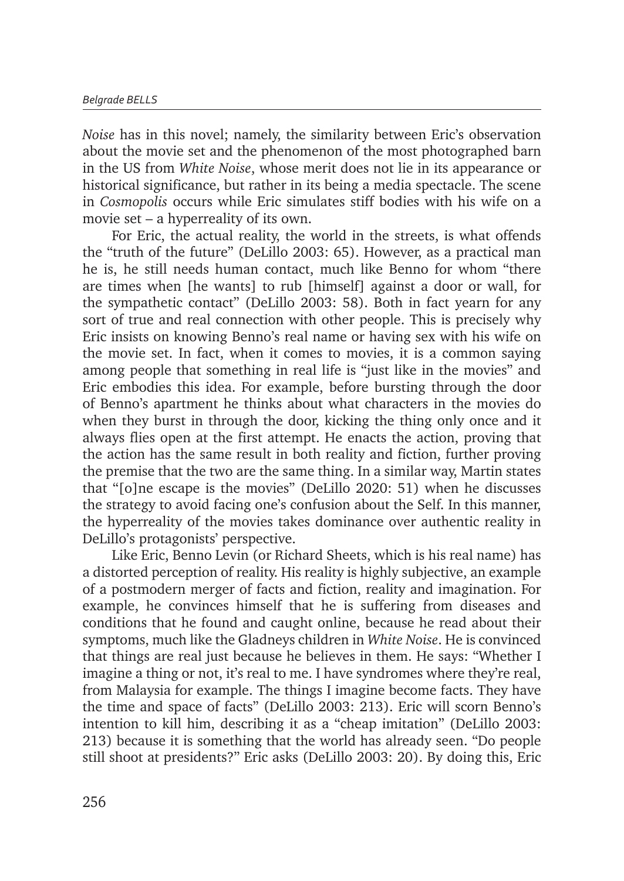*Noise* has in this novel; namely, the similarity between Eric's observation about the movie set and the phenomenon of the most photographed barn in the US from *White Noise*, whose merit does not lie in its appearance or historical significance, but rather in its being a media spectacle. The scene in *Cosmopolis* occurs while Eric simulates stiff bodies with his wife on a movie set – a hyperreality of its own.

For Eric, the actual reality, the world in the streets, is what offends the "truth of the future" (DeLillo 2003: 65). However, as a practical man he is, he still needs human contact, much like Benno for whom "there are times when [he wants] to rub [himself] against a door or wall, for the sympathetic contact" (DeLillo 2003: 58). Both in fact yearn for any sort of true and real connection with other people. This is precisely why Eric insists on knowing Benno's real name or having sex with his wife on the movie set. In fact, when it comes to movies, it is a common saying among people that something in real life is "just like in the movies" and Eric embodies this idea. For example, before bursting through the door of Benno's apartment he thinks about what characters in the movies do when they burst in through the door, kicking the thing only once and it always flies open at the first attempt. He enacts the action, proving that the action has the same result in both reality and fiction, further proving the premise that the two are the same thing. In a similar way, Martin states that "[o]ne escape is the movies" (DeLillo 2020: 51) when he discusses the strategy to avoid facing one's confusion about the Self. In this manner, the hyperreality of the movies takes dominance over authentic reality in DeLillo's protagonists' perspective.

Like Eric, Benno Levin (or Richard Sheets, which is his real name) has a distorted perception of reality. His reality is highly subjective, an example of a postmodern merger of facts and fiction, reality and imagination. For example, he convinces himself that he is suffering from diseases and conditions that he found and caught online, because he read about their symptoms, much like the Gladneys children in *White Noise*. He is convinced that things are real just because he believes in them. He says: "Whether I imagine a thing or not, it's real to me. I have syndromes where they're real, from Malaysia for example. The things I imagine become facts. They have the time and space of facts" (DeLillo 2003: 213). Eric will scorn Benno's intention to kill him, describing it as a "cheap imitation" (DeLillo 2003: 213) because it is something that the world has already seen. "Do people still shoot at presidents?" Eric asks (DeLillo 2003: 20). By doing this, Eric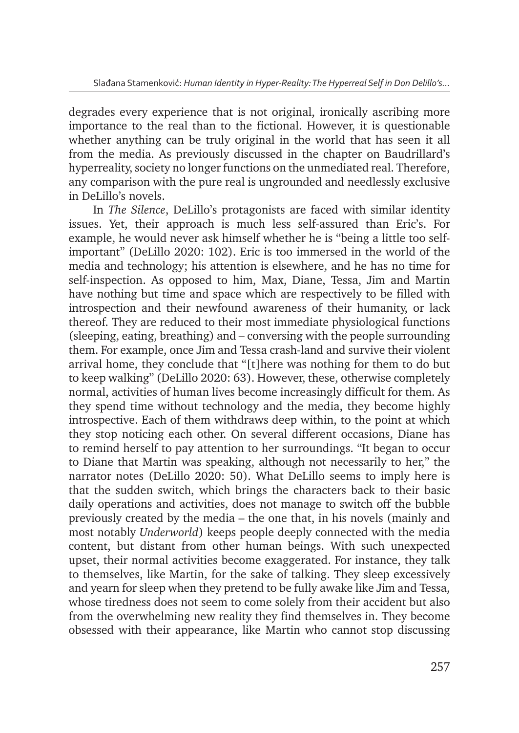degrades every experience that is not original, ironically ascribing more importance to the real than to the fictional. However, it is questionable whether anything can be truly original in the world that has seen it all from the media. As previously discussed in the chapter on Baudrillard's hyperreality, society no longer functions on the unmediated real. Therefore, any comparison with the pure real is ungrounded and needlessly exclusive in DeLillo's novels.

In *The Silence*, DeLillo's protagonists are faced with similar identity issues. Yet, their approach is much less self-assured than Eric's. For example, he would never ask himself whether he is "being a little too self-important" (DeLillo 2020: 102). Eric is too immersed in the world of the media and technology; his attention is elsewhere, and he has no time for self-inspection. As opposed to him, Max, Diane, Tessa, Jim and Martin have nothing but time and space which are respectively to be filled with introspection and their newfound awareness of their humanity, or lack thereof. They are reduced to their most immediate physiological functions (sleeping, eating, breathing) and – conversing with the people surrounding them. For example, once Jim and Tessa crash-land and survive their violent arrival home, they conclude that "[t]here was nothing for them to do but to keep walking" (DeLillo 2020: 63). However, these, otherwise completely normal, activities of human lives become increasingly difficult for them. As they spend time without technology and the media, they become highly introspective. Each of them withdraws deep within, to the point at which they stop noticing each other. On several different occasions, Diane has to remind herself to pay attention to her surroundings. "It began to occur to Diane that Martin was speaking, although not necessarily to her," the narrator notes (DeLillo 2020: 50). What DeLillo seems to imply here is that the sudden switch, which brings the characters back to their basic daily operations and activities, does not manage to switch off the bubble previously created by the media – the one that, in his novels (mainly and most notably *Underworld*) keeps people deeply connected with the media content, but distant from other human beings. With such unexpected upset, their normal activities become exaggerated. For instance, they talk to themselves, like Martin, for the sake of talking. They sleep excessively and yearn for sleep when they pretend to be fully awake like Jim and Tessa, whose tiredness does not seem to come solely from their accident but also from the overwhelming new reality they find themselves in. They become obsessed with their appearance, like Martin who cannot stop discussing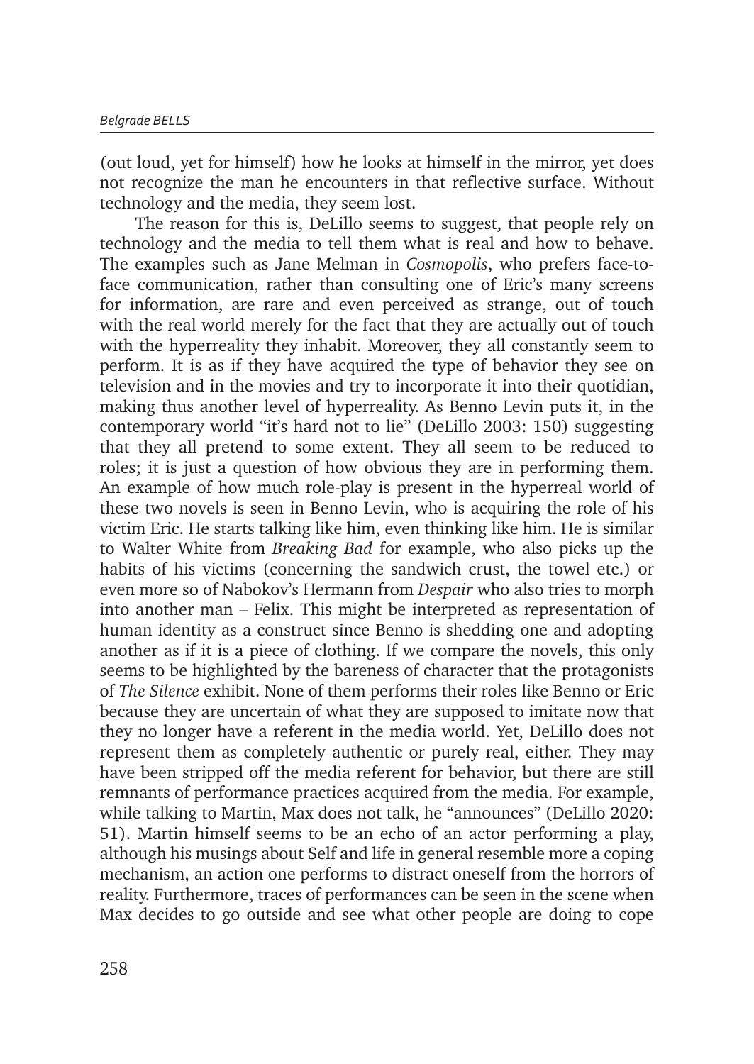(out loud, yet for himself) how he looks at himself in the mirror, yet does not recognize the man he encounters in that reflective surface. Without technology and the media, they seem lost.

The reason for this is, DeLillo seems to suggest, that people rely on technology and the media to tell them what is real and how to behave. The examples such as Jane Melman in *Cosmopolis*, who prefers face-to-face communication, rather than consulting one of Eric's many screens for information, are rare and even perceived as strange, out of touch with the real world merely for the fact that they are actually out of touch with the hyperreality they inhabit. Moreover, they all constantly seem to perform. It is as if they have acquired the type of behavior they see on television and in the movies and try to incorporate it into their quotidian, making thus another level of hyperreality. As Benno Levin puts it, in the contemporary world "it's hard not to lie" (DeLillo 2003: 150) suggesting that they all pretend to some extent. They all seem to be reduced to roles; it is just a question of how obvious they are in performing them. An example of how much role-play is present in the hyperreal world of these two novels is seen in Benno Levin, who is acquiring the role of his victim Eric. He starts talking like him, even thinking like him. He is similar to Walter White from *Breaking Bad* for example, who also picks up the habits of his victims (concerning the sandwich crust, the towel etc.) or even more so of Nabokov's Hermann from *Despair* who also tries to morph into another man – Felix. This might be interpreted as representation of human identity as a construct since Benno is shedding one and adopting another as if it is a piece of clothing. If we compare the novels, this only seems to be highlighted by the bareness of character that the protagonists of *The Silence* exhibit. None of them performs their roles like Benno or Eric because they are uncertain of what they are supposed to imitate now that they no longer have a referent in the media world. Yet, DeLillo does not represent them as completely authentic or purely real, either. They may have been stripped off the media referent for behavior, but there are still remnants of performance practices acquired from the media. For example, while talking to Martin, Max does not talk, he "announces" (DeLillo 2020: 51). Martin himself seems to be an echo of an actor performing a play, although his musings about Self and life in general resemble more a coping mechanism, an action one performs to distract oneself from the horrors of reality. Furthermore, traces of performances can be seen in the scene when Max decides to go outside and see what other people are doing to cope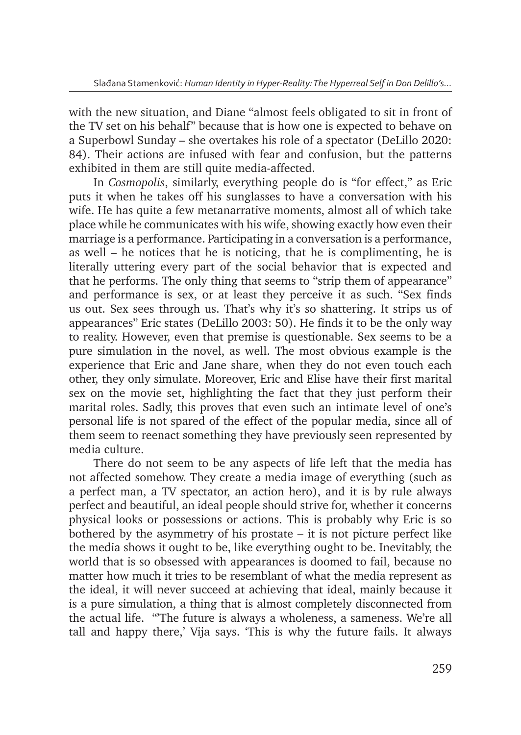with the new situation, and Diane "almost feels obligated to sit in front of the TV set on his behalf" because that is how one is expected to behave on a Superbowl Sunday – she overtakes his role of a spectator (DeLillo 2020: 84). Their actions are infused with fear and confusion, but the patterns exhibited in them are still quite media-affected.

In *Cosmopolis*, similarly, everything people do is "for effect," as Eric puts it when he takes off his sunglasses to have a conversation with his wife. He has quite a few metanarrative moments, almost all of which take place while he communicates with his wife, showing exactly how even their marriage is a performance. Participating in a conversation is a performance, as well – he notices that he is noticing, that he is complimenting, he is literally uttering every part of the social behavior that is expected and that he performs. The only thing that seems to "strip them of appearance" and performance is sex, or at least they perceive it as such. "Sex finds us out. Sex sees through us. That's why it's so shattering. It strips us of appearances" Eric states (DeLillo 2003: 50). He finds it to be the only way to reality. However, even that premise is questionable. Sex seems to be a pure simulation in the novel, as well. The most obvious example is the experience that Eric and Jane share, when they do not even touch each other, they only simulate. Moreover, Eric and Elise have their first marital sex on the movie set, highlighting the fact that they just perform their marital roles. Sadly, this proves that even such an intimate level of one's personal life is not spared of the effect of the popular media, since all of them seem to reenact something they have previously seen represented by media culture.

There do not seem to be any aspects of life left that the media has not affected somehow. They create a media image of everything (such as a perfect man, a TV spectator, an action hero), and it is by rule always perfect and beautiful, an ideal people should strive for, whether it concerns physical looks or possessions or actions. This is probably why Eric is so bothered by the asymmetry of his prostate – it is not picture perfect like the media shows it ought to be, like everything ought to be. Inevitably, the world that is so obsessed with appearances is doomed to fail, because no matter how much it tries to be resemblant of what the media represent as the ideal, it will never succeed at achieving that ideal, mainly because it is a pure simulation, a thing that is almost completely disconnected from the actual life. "'The future is always a wholeness, a sameness. We're all tall and happy there,' Vija says. 'This is why the future fails. It always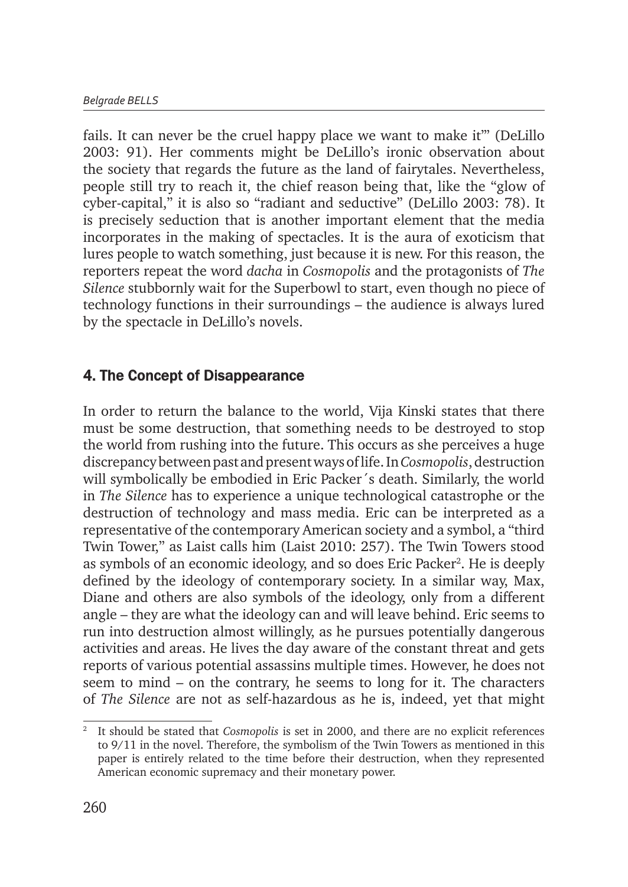fails. It can never be the cruel happy place we want to make it'" (DeLillo 2003: 91). Her comments might be DeLillo's ironic observation about the society that regards the future as the land of fairytales. Nevertheless, people still try to reach it, the chief reason being that, like the "glow of cyber-capital," it is also so "radiant and seductive" (DeLillo 2003: 78). It is precisely seduction that is another important element that the media incorporates in the making of spectacles. It is the aura of exoticism that lures people to watch something, just because it is new. For this reason, the reporters repeat the word *dacha* in *Cosmopolis* and the protagonists of *The Silence* stubbornly wait for the Superbowl to start, even though no piece of technology functions in their surroundings – the audience is always lured by the spectacle in DeLillo's novels.

## 4. The Concept of Disappearance

In order to return the balance to the world, Vija Kinski states that there must be some destruction, that something needs to be destroyed to stop the world from rushing into the future. This occurs as she perceives a huge discrepancy between past and present ways of life. In *Cosmopolis*, destruction will symbolically be embodied in Eric Packer´s death. Similarly, the world in *The Silence* has to experience a unique technological catastrophe or the destruction of technology and mass media. Eric can be interpreted as a representative of the contemporary American society and a symbol, a "third Twin Tower," as Laist calls him (Laist 2010: 257). The Twin Towers stood as symbols of an economic ideology, and so does Eric Packer[2]. He is deeply defined by the ideology of contemporary society. In a similar way, Max, Diane and others are also symbols of the ideology, only from a different angle – they are what the ideology can and will leave behind. Eric seems to run into destruction almost willingly, as he pursues potentially dangerous activities and areas. He lives the day aware of the constant threat and gets reports of various potential assassins multiple times. However, he does not seem to mind – on the contrary, he seems to long for it. The characters of *The Silence* are not as self-hazardous as he is, indeed, yet that might

[2] It should be stated that *Cosmopolis* is set in 2000, and there are no explicit references to 9/11 in the novel. Therefore, the symbolism of the Twin Towers as mentioned in this paper is entirely related to the time before their destruction, when they represented American economic supremacy and their monetary power.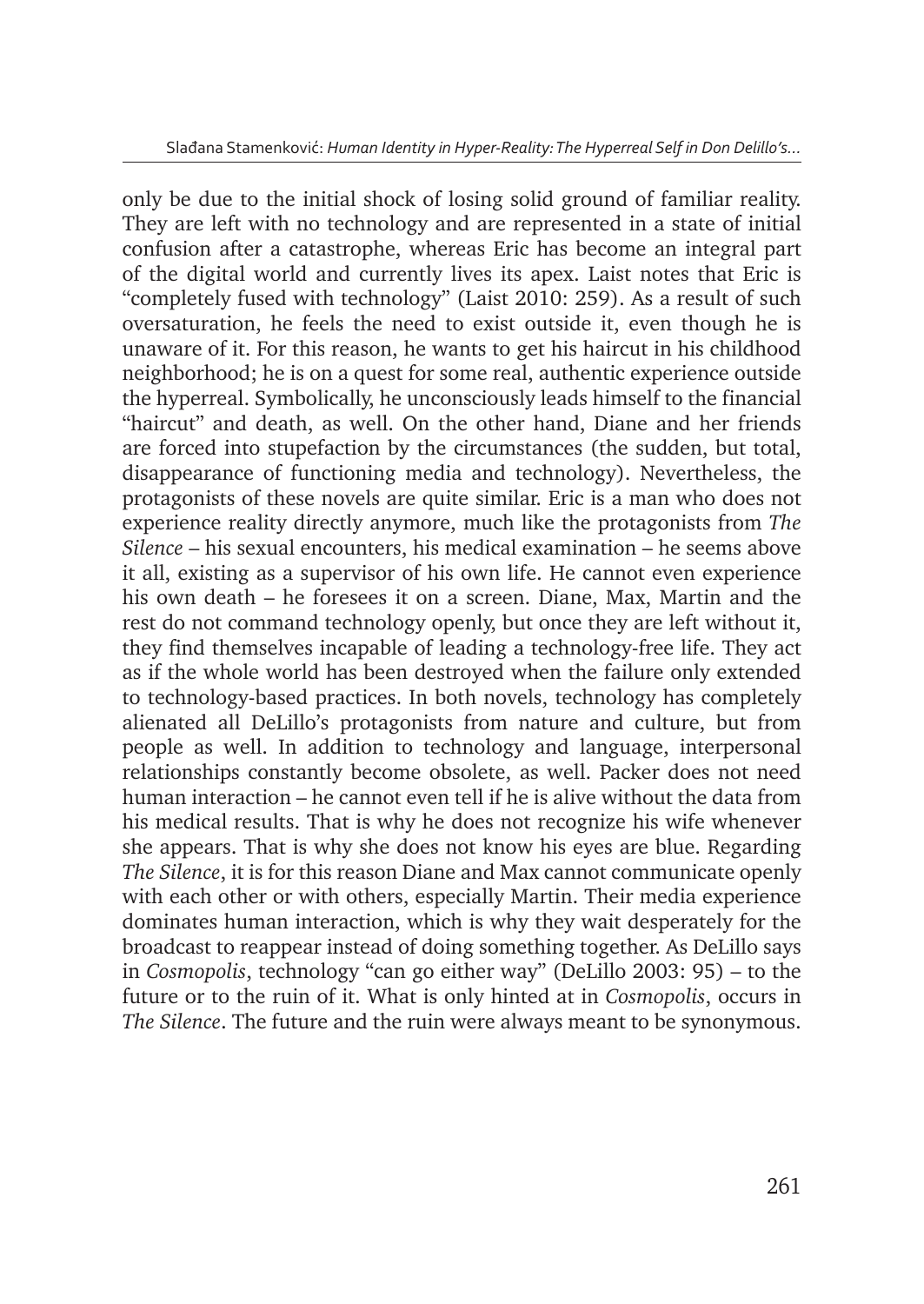only be due to the initial shock of losing solid ground of familiar reality. They are left with no technology and are represented in a state of initial confusion after a catastrophe, whereas Eric has become an integral part of the digital world and currently lives its apex. Laist notes that Eric is "completely fused with technology" (Laist 2010: 259). As a result of such oversaturation, he feels the need to exist outside it, even though he is unaware of it. For this reason, he wants to get his haircut in his childhood neighborhood; he is on a quest for some real, authentic experience outside the hyperreal. Symbolically, he unconsciously leads himself to the financial "haircut" and death, as well. On the other hand, Diane and her friends are forced into stupefaction by the circumstances (the sudden, but total, disappearance of functioning media and technology). Nevertheless, the protagonists of these novels are quite similar. Eric is a man who does not experience reality directly anymore, much like the protagonists from *The Silence* – his sexual encounters, his medical examination – he seems above it all, existing as a supervisor of his own life. He cannot even experience his own death – he foresees it on a screen. Diane, Max, Martin and the rest do not command technology openly, but once they are left without it, they find themselves incapable of leading a technology-free life. They act as if the whole world has been destroyed when the failure only extended to technology-based practices. In both novels, technology has completely alienated all DeLillo's protagonists from nature and culture, but from people as well. In addition to technology and language, interpersonal relationships constantly become obsolete, as well. Packer does not need human interaction – he cannot even tell if he is alive without the data from his medical results. That is why he does not recognize his wife whenever she appears. That is why she does not know his eyes are blue. Regarding *The Silence*, it is for this reason Diane and Max cannot communicate openly with each other or with others, especially Martin. Their media experience dominates human interaction, which is why they wait desperately for the broadcast to reappear instead of doing something together. As DeLillo says in *Cosmopolis*, technology "can go either way" (DeLillo 2003: 95) – to the future or to the ruin of it. What is only hinted at in *Cosmopolis*, occurs in *The Silence*. The future and the ruin were always meant to be synonymous.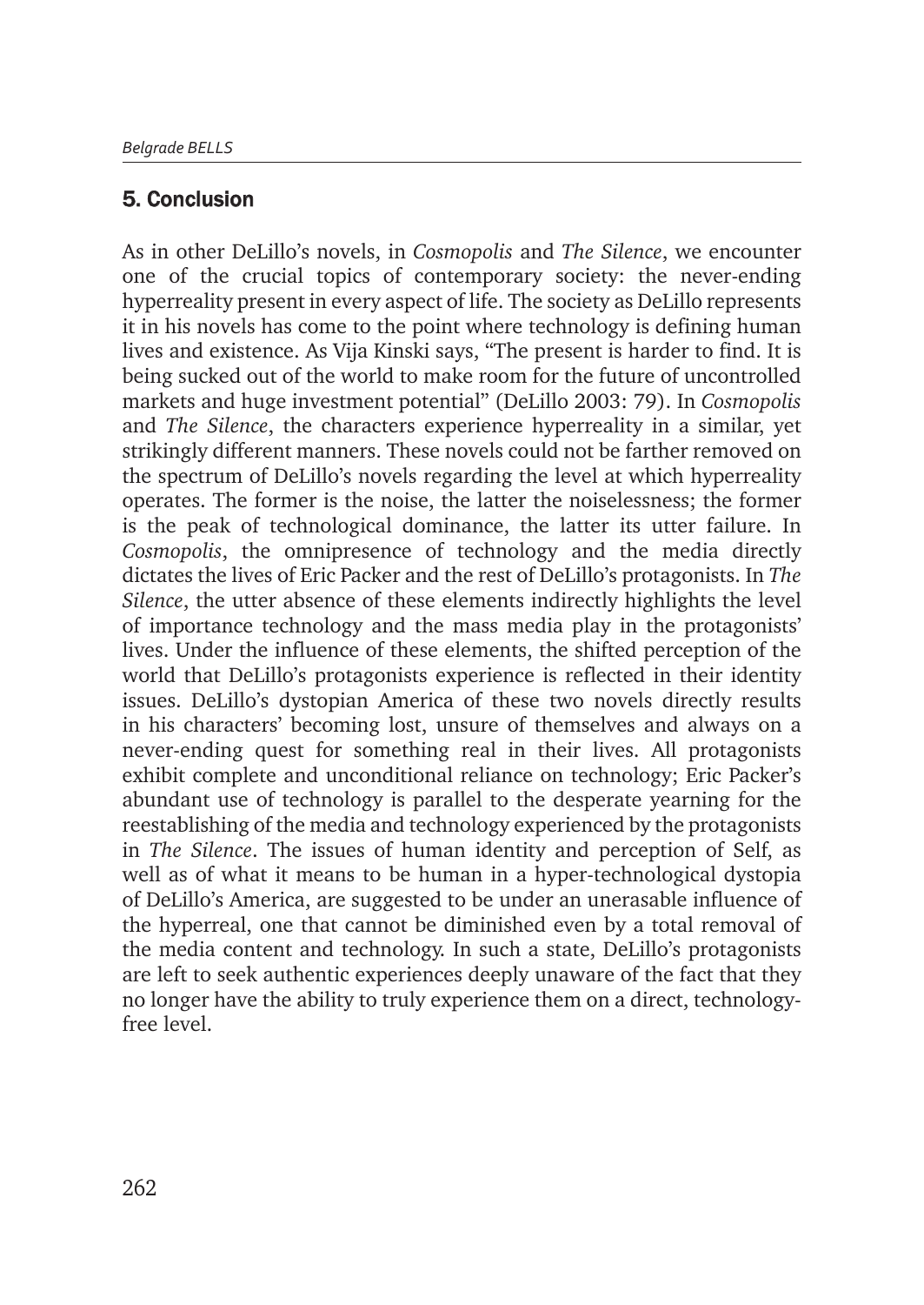## 5. Conclusion

As in other DeLillo's novels, in *Cosmopolis* and *The Silence*, we encounter one of the crucial topics of contemporary society: the never-ending hyperreality present in every aspect of life. The society as DeLillo represents it in his novels has come to the point where technology is defining human lives and existence. As Vija Kinski says, "The present is harder to find. It is being sucked out of the world to make room for the future of uncontrolled markets and huge investment potential" (DeLillo 2003: 79). In *Cosmopolis* and *The Silence*, the characters experience hyperreality in a similar, yet strikingly different manners. These novels could not be farther removed on the spectrum of DeLillo's novels regarding the level at which hyperreality operates. The former is the noise, the latter the noiselessness; the former is the peak of technological dominance, the latter its utter failure. In *Cosmopolis*, the omnipresence of technology and the media directly dictates the lives of Eric Packer and the rest of DeLillo's protagonists. In *The Silence*, the utter absence of these elements indirectly highlights the level of importance technology and the mass media play in the protagonists' lives. Under the influence of these elements, the shifted perception of the world that DeLillo's protagonists experience is reflected in their identity issues. DeLillo's dystopian America of these two novels directly results in his characters' becoming lost, unsure of themselves and always on a never-ending quest for something real in their lives. All protagonists exhibit complete and unconditional reliance on technology; Eric Packer's abundant use of technology is parallel to the desperate yearning for the reestablishing of the media and technology experienced by the protagonists in *The Silence*. The issues of human identity and perception of Self, as well as of what it means to be human in a hyper-technological dystopia of DeLillo's America, are suggested to be under an unerasable influence of the hyperreal, one that cannot be diminished even by a total removal of the media content and technology. In such a state, DeLillo's protagonists are left to seek authentic experiences deeply unaware of the fact that they no longer have the ability to truly experience them on a direct, technology-free level.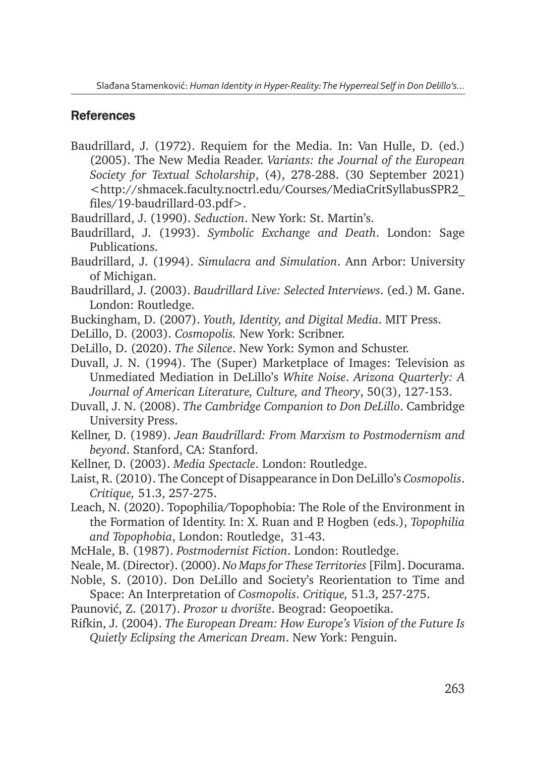## References

Baudrillard, J. (1972). Requiem for the Media. In: Van Hulle, D. (ed.) (2005). The New Media Reader. *Variants: the Journal of the European Society for Textual Scholarship*, (4), 278-288. (30 September 2021) <http://shmacek.faculty.noctrl.edu/Courses/MediaCritSyllabusSPR2_files/19-baudrillard-03.pdf>.

Baudrillard, J. (1990). *Seduction*. New York: St. Martin's.

Baudrillard, J. (1993). *Symbolic Exchange and Death*. London: Sage Publications.

Baudrillard, J. (1994). *Simulacra and Simulation*. Ann Arbor: University of Michigan.

Baudrillard, J. (2003). *Baudrillard Live: Selected Interviews*. (ed.) M. Gane. London: Routledge.

Buckingham, D. (2007). *Youth, Identity, and Digital Media*. MIT Press.

DeLillo, D. (2003). *Cosmopolis.* New York: Scribner.

DeLillo, D. (2020). *The Silence*. New York: Symon and Schuster.

Duvall, J. N. (1994). The (Super) Marketplace of Images: Television as Unmediated Mediation in DeLillo's *White Noise*. *Arizona Quarterly: A Journal of American Literature, Culture, and Theory*, 50(3), 127-153.

Duvall, J. N. (2008). *The Cambridge Companion to Don DeLillo*. Cambridge University Press.

Kellner, D. (1989). *Jean Baudrillard: From Marxism to Postmodernism and beyond*. Stanford, CA: Stanford.

Kellner, D. (2003). *Media Spectacle*. London: Routledge.

Laist, R. (2010). The Concept of Disappearance in Don DeLillo's *Cosmopolis*. *Critique,* 51.3, 257-275.

Leach, N. (2020). Topophilia/Topophobia: The Role of the Environment in the Formation of Identity. In: X. Ruan and P. Hogben (eds.), *Topophilia and Topophobia*, London: Routledge, 31-43.

McHale, B. (1987). *Postmodernist Fiction*. London: Routledge.

Neale, M. (Director). (2000). *No Maps for These Territories* [Film]. Docurama.

Noble, S. (2010). Don DeLillo and Society's Reorientation to Time and Space: An Interpretation of *Cosmopolis*. *Critique,* 51.3, 257-275.

Paunović, Z. (2017). *Prozor u dvorište*. Beograd: Geopoetika.

Rifkin, J. (2004). *The European Dream: How Europe's Vision of the Future Is Quietly Eclipsing the American Dream*. New York: Penguin.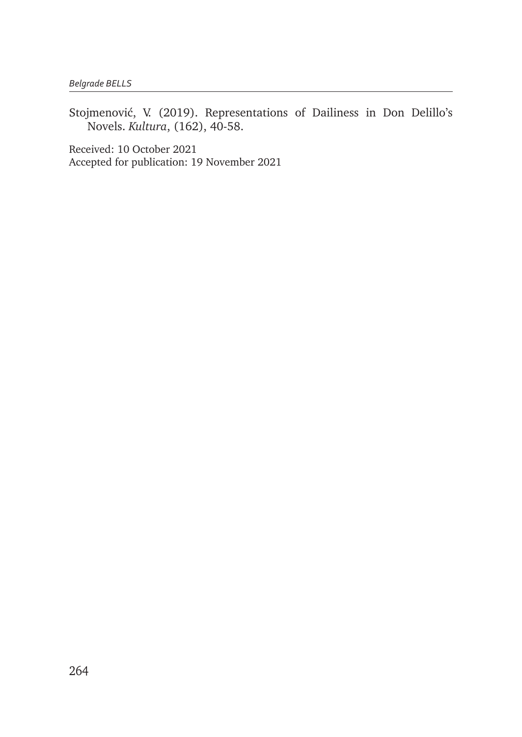Stojmenović, V. (2019). Representations of Dailiness in Don Delillo's Novels. *Kultura*, (162), 40-58.

Received: 10 October 2021
Accepted for publication: 19 November 2021